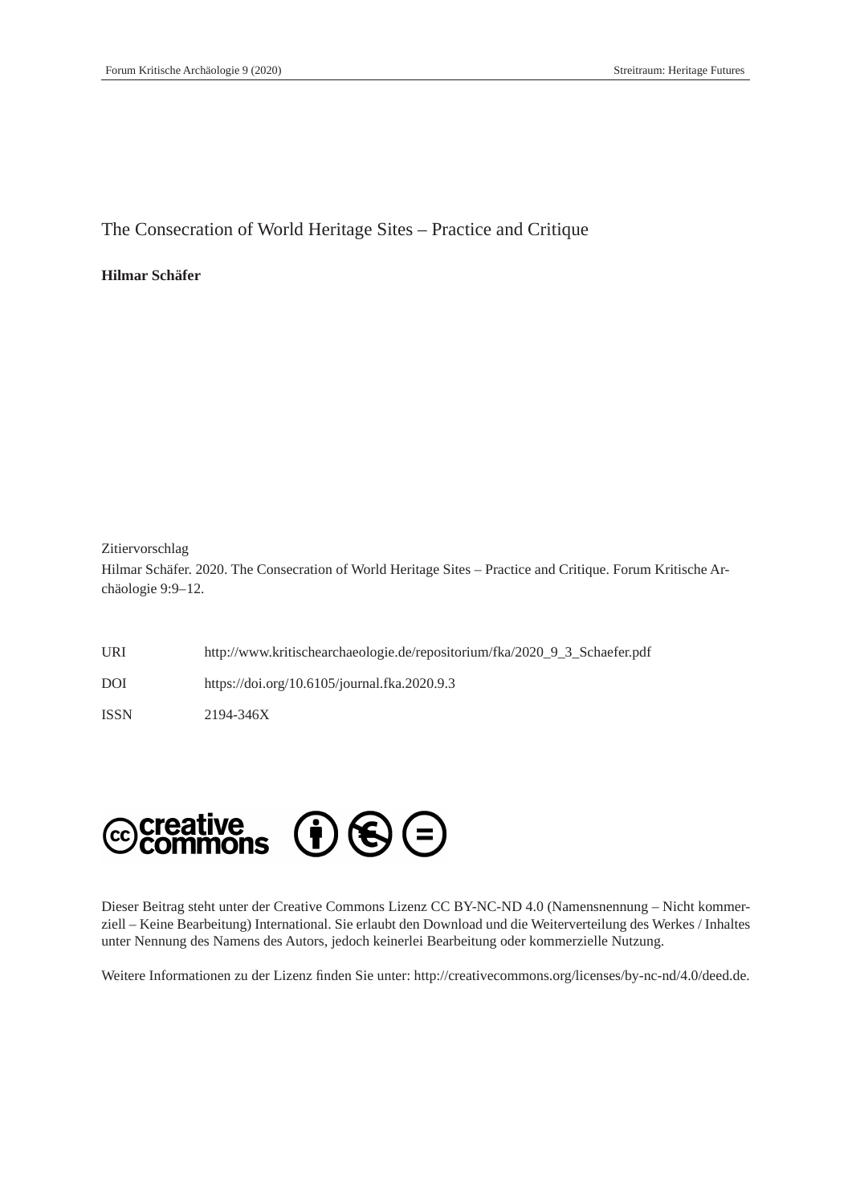# The Consecration of World Heritage Sites – Practice and Critique

**Hilmar Schäfer**

Zitiervorschlag

Hilmar Schäfer. 2020. The Consecration of World Heritage Sites – Practice and Critique. Forum Kritische Archäologie 9:9–12.

| | |
|---|---|
| URI | http://www.kritischearchaeologie.de/repositorium/fka/2020_9_3_Schaefer.pdf |
| DOI | https://doi.org/10.6105/journal.fka.2020.9.3 |
| ISSN | 2194-346X |

Dieser Beitrag steht unter der Creative Commons Lizenz CC BY-NC-ND 4.0 (Namensnennung – Nicht kommerziell – Keine Bearbeitung) International. Sie erlaubt den Download und die Weiterverteilung des Werkes / Inhaltes unter Nennung des Namens des Autors, jedoch keinerlei Bearbeitung oder kommerzielle Nutzung.

Weitere Informationen zu der Lizenz finden Sie unter: http://creativecommons.org/licenses/by-nc-nd/4.0/deed.de.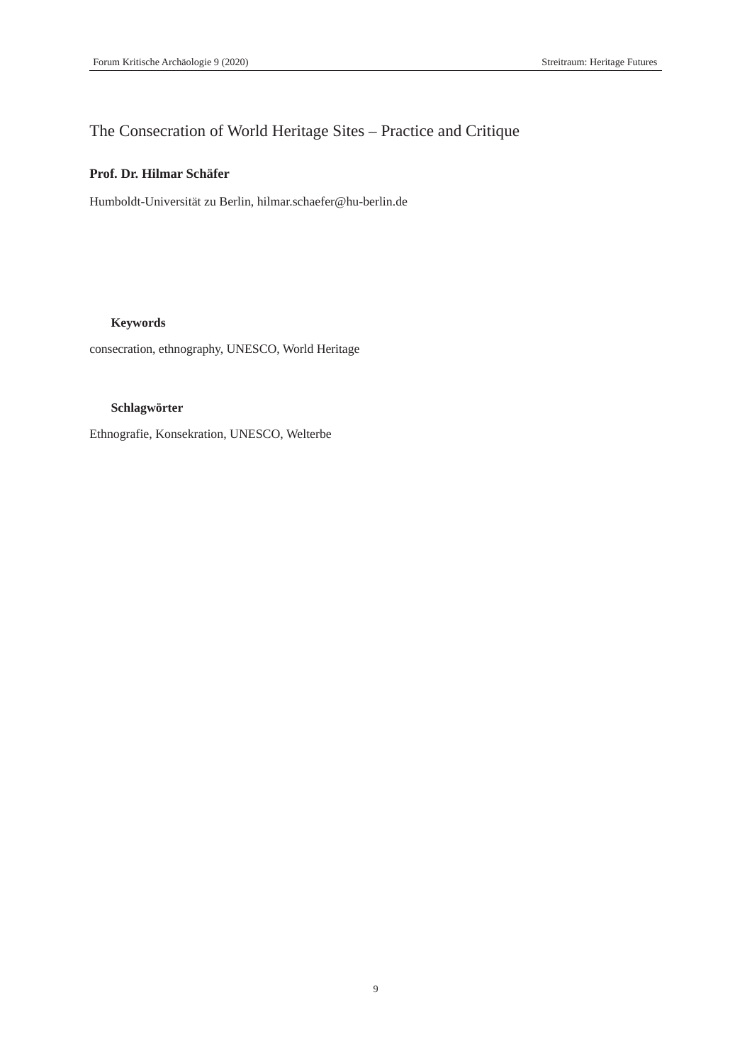# The Consecration of World Heritage Sites – Practice and Critique

**Prof. Dr. Hilmar Schäfer**

Humboldt-Universität zu Berlin, hilmar.schaefer@hu-berlin.de

**Keywords**

consecration, ethnography, UNESCO, World Heritage

**Schlagwörter**

Ethnografie, Konsekration, UNESCO, Welterbe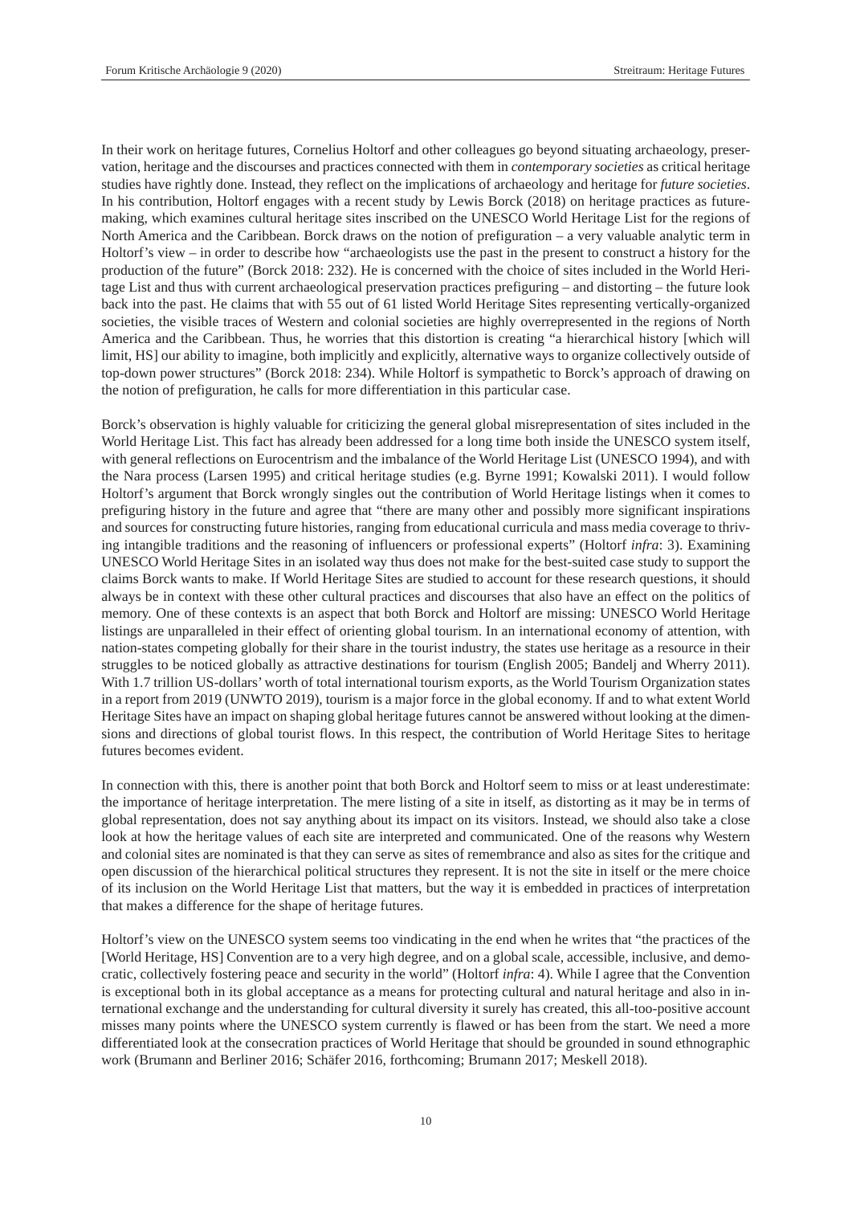In their work on heritage futures, Cornelius Holtorf and other colleagues go beyond situating archaeology, preservation, heritage and the discourses and practices connected with them in *contemporary societies* as critical heritage studies have rightly done. Instead, they reflect on the implications of archaeology and heritage for *future societies*. In his contribution, Holtorf engages with a recent study by Lewis Borck (2018) on heritage practices as future-making, which examines cultural heritage sites inscribed on the UNESCO World Heritage List for the regions of North America and the Caribbean. Borck draws on the notion of prefiguration – a very valuable analytic term in Holtorf's view – in order to describe how "archaeologists use the past in the present to construct a history for the production of the future" (Borck 2018: 232). He is concerned with the choice of sites included in the World Heritage List and thus with current archaeological preservation practices prefiguring – and distorting – the future look back into the past. He claims that with 55 out of 61 listed World Heritage Sites representing vertically-organized societies, the visible traces of Western and colonial societies are highly overrepresented in the regions of North America and the Caribbean. Thus, he worries that this distortion is creating "a hierarchical history [which will limit, HS] our ability to imagine, both implicitly and explicitly, alternative ways to organize collectively outside of top-down power structures" (Borck 2018: 234). While Holtorf is sympathetic to Borck's approach of drawing on the notion of prefiguration, he calls for more differentiation in this particular case.

Borck's observation is highly valuable for criticizing the general global misrepresentation of sites included in the World Heritage List. This fact has already been addressed for a long time both inside the UNESCO system itself, with general reflections on Eurocentrism and the imbalance of the World Heritage List (UNESCO 1994), and with the Nara process (Larsen 1995) and critical heritage studies (e.g. Byrne 1991; Kowalski 2011). I would follow Holtorf's argument that Borck wrongly singles out the contribution of World Heritage listings when it comes to prefiguring history in the future and agree that "there are many other and possibly more significant inspirations and sources for constructing future histories, ranging from educational curricula and mass media coverage to thriving intangible traditions and the reasoning of influencers or professional experts" (Holtorf *infra*: 3). Examining UNESCO World Heritage Sites in an isolated way thus does not make for the best-suited case study to support the claims Borck wants to make. If World Heritage Sites are studied to account for these research questions, it should always be in context with these other cultural practices and discourses that also have an effect on the politics of memory. One of these contexts is an aspect that both Borck and Holtorf are missing: UNESCO World Heritage listings are unparalleled in their effect of orienting global tourism. In an international economy of attention, with nation-states competing globally for their share in the tourist industry, the states use heritage as a resource in their struggles to be noticed globally as attractive destinations for tourism (English 2005; Bandelj and Wherry 2011). With 1.7 trillion US-dollars' worth of total international tourism exports, as the World Tourism Organization states in a report from 2019 (UNWTO 2019), tourism is a major force in the global economy. If and to what extent World Heritage Sites have an impact on shaping global heritage futures cannot be answered without looking at the dimensions and directions of global tourist flows. In this respect, the contribution of World Heritage Sites to heritage futures becomes evident.

In connection with this, there is another point that both Borck and Holtorf seem to miss or at least underestimate: the importance of heritage interpretation. The mere listing of a site in itself, as distorting as it may be in terms of global representation, does not say anything about its impact on its visitors. Instead, we should also take a close look at how the heritage values of each site are interpreted and communicated. One of the reasons why Western and colonial sites are nominated is that they can serve as sites of remembrance and also as sites for the critique and open discussion of the hierarchical political structures they represent. It is not the site in itself or the mere choice of its inclusion on the World Heritage List that matters, but the way it is embedded in practices of interpretation that makes a difference for the shape of heritage futures.

Holtorf's view on the UNESCO system seems too vindicating in the end when he writes that "the practices of the [World Heritage, HS] Convention are to a very high degree, and on a global scale, accessible, inclusive, and democratic, collectively fostering peace and security in the world" (Holtorf *infra*: 4). While I agree that the Convention is exceptional both in its global acceptance as a means for protecting cultural and natural heritage and also in international exchange and the understanding for cultural diversity it surely has created, this all-too-positive account misses many points where the UNESCO system currently is flawed or has been from the start. We need a more differentiated look at the consecration practices of World Heritage that should be grounded in sound ethnographic work (Brumann and Berliner 2016; Schäfer 2016, forthcoming; Brumann 2017; Meskell 2018).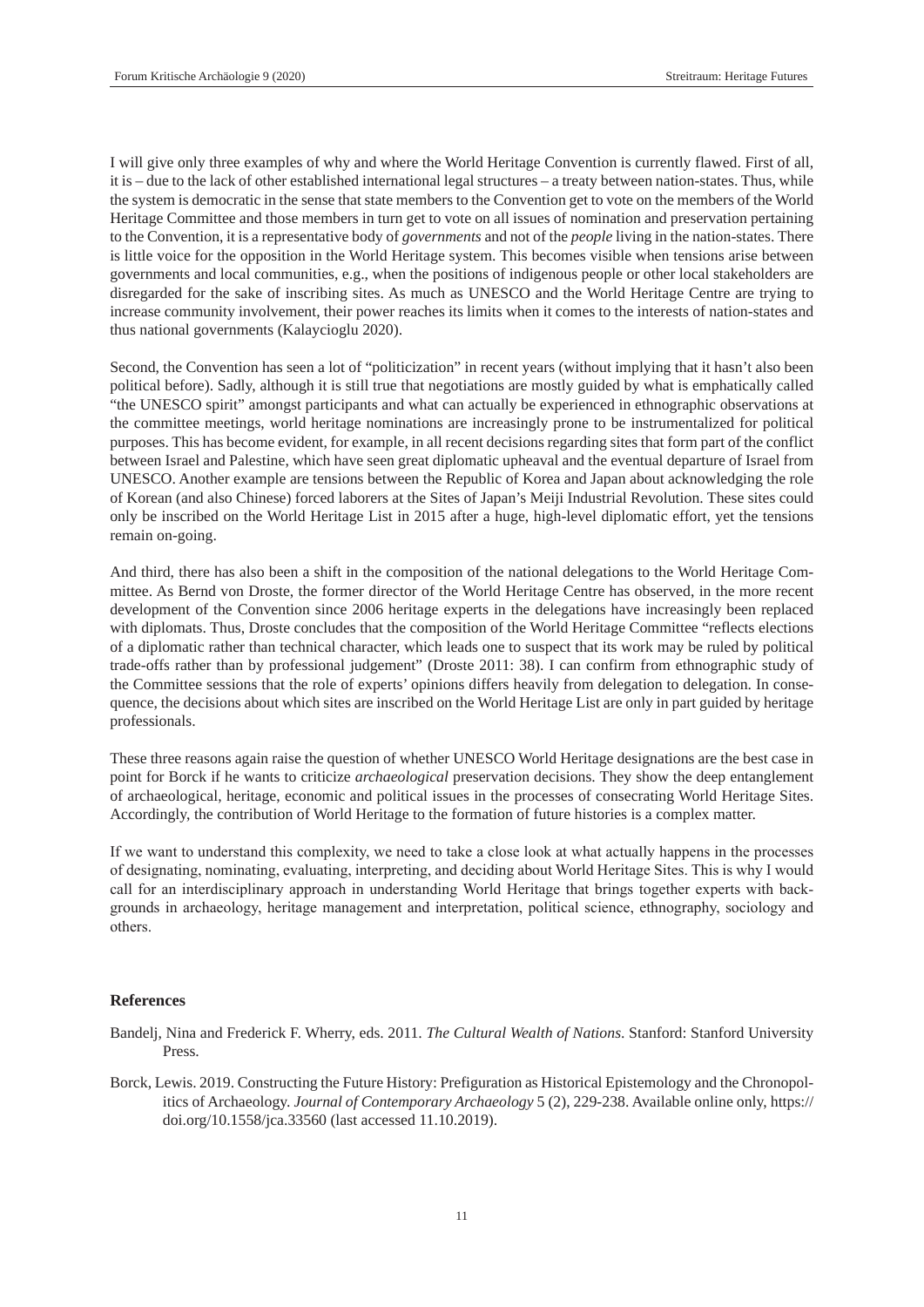I will give only three examples of why and where the World Heritage Convention is currently flawed. First of all, it is – due to the lack of other established international legal structures – a treaty between nation-states. Thus, while the system is democratic in the sense that state members to the Convention get to vote on the members of the World Heritage Committee and those members in turn get to vote on all issues of nomination and preservation pertaining to the Convention, it is a representative body of *governments* and not of the *people* living in the nation-states. There is little voice for the opposition in the World Heritage system. This becomes visible when tensions arise between governments and local communities, e.g., when the positions of indigenous people or other local stakeholders are disregarded for the sake of inscribing sites. As much as UNESCO and the World Heritage Centre are trying to increase community involvement, their power reaches its limits when it comes to the interests of nation-states and thus national governments (Kalaycioglu 2020).

Second, the Convention has seen a lot of "politicization" in recent years (without implying that it hasn't also been political before). Sadly, although it is still true that negotiations are mostly guided by what is emphatically called "the UNESCO spirit" amongst participants and what can actually be experienced in ethnographic observations at the committee meetings, world heritage nominations are increasingly prone to be instrumentalized for political purposes. This has become evident, for example, in all recent decisions regarding sites that form part of the conflict between Israel and Palestine, which have seen great diplomatic upheaval and the eventual departure of Israel from UNESCO. Another example are tensions between the Republic of Korea and Japan about acknowledging the role of Korean (and also Chinese) forced laborers at the Sites of Japan's Meiji Industrial Revolution. These sites could only be inscribed on the World Heritage List in 2015 after a huge, high-level diplomatic effort, yet the tensions remain on-going.

And third, there has also been a shift in the composition of the national delegations to the World Heritage Committee. As Bernd von Droste, the former director of the World Heritage Centre has observed, in the more recent development of the Convention since 2006 heritage experts in the delegations have increasingly been replaced with diplomats. Thus, Droste concludes that the composition of the World Heritage Committee "reflects elections of a diplomatic rather than technical character, which leads one to suspect that its work may be ruled by political trade-offs rather than by professional judgement" (Droste 2011: 38). I can confirm from ethnographic study of the Committee sessions that the role of experts' opinions differs heavily from delegation to delegation. In consequence, the decisions about which sites are inscribed on the World Heritage List are only in part guided by heritage professionals.

These three reasons again raise the question of whether UNESCO World Heritage designations are the best case in point for Borck if he wants to criticize *archaeological* preservation decisions. They show the deep entanglement of archaeological, heritage, economic and political issues in the processes of consecrating World Heritage Sites. Accordingly, the contribution of World Heritage to the formation of future histories is a complex matter.

If we want to understand this complexity, we need to take a close look at what actually happens in the processes of designating, nominating, evaluating, interpreting, and deciding about World Heritage Sites. This is why I would call for an interdisciplinary approach in understanding World Heritage that brings together experts with backgrounds in archaeology, heritage management and interpretation, political science, ethnography, sociology and others.

## References

Bandelj, Nina and Frederick F. Wherry, eds. 2011. *The Cultural Wealth of Nations*. Stanford: Stanford University Press.

Borck, Lewis. 2019. Constructing the Future History: Prefiguration as Historical Epistemology and the Chronopolitics of Archaeology. *Journal of Contemporary Archaeology* 5 (2), 229-238. Available online only, https://doi.org/10.1558/jca.33560 (last accessed 11.10.2019).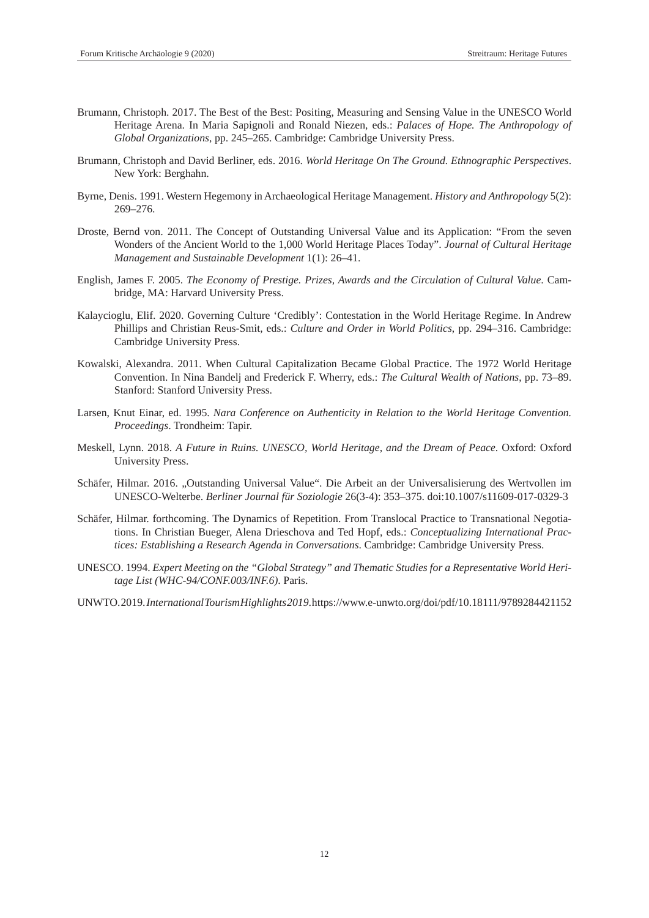Brumann, Christoph. 2017. The Best of the Best: Positing, Measuring and Sensing Value in the UNESCO World Heritage Arena. In Maria Sapignoli and Ronald Niezen, eds.: *Palaces of Hope. The Anthropology of Global Organizations*, pp. 245–265. Cambridge: Cambridge University Press.

Brumann, Christoph and David Berliner, eds. 2016. *World Heritage On The Ground. Ethnographic Perspectives*. New York: Berghahn.

Byrne, Denis. 1991. Western Hegemony in Archaeological Heritage Management. *History and Anthropology* 5(2): 269–276.

Droste, Bernd von. 2011. The Concept of Outstanding Universal Value and its Application: "From the seven Wonders of the Ancient World to the 1,000 World Heritage Places Today". *Journal of Cultural Heritage Management and Sustainable Development* 1(1): 26–41.

English, James F. 2005. *The Economy of Prestige. Prizes, Awards and the Circulation of Cultural Value*. Cambridge, MA: Harvard University Press.

Kalaycioglu, Elif. 2020. Governing Culture 'Credibly': Contestation in the World Heritage Regime. In Andrew Phillips and Christian Reus-Smit, eds.: *Culture and Order in World Politics*, pp. 294–316. Cambridge: Cambridge University Press.

Kowalski, Alexandra. 2011. When Cultural Capitalization Became Global Practice. The 1972 World Heritage Convention. In Nina Bandelj and Frederick F. Wherry, eds.: *The Cultural Wealth of Nations*, pp. 73–89. Stanford: Stanford University Press.

Larsen, Knut Einar, ed. 1995. *Nara Conference on Authenticity in Relation to the World Heritage Convention. Proceedings*. Trondheim: Tapir.

Meskell, Lynn. 2018. *A Future in Ruins. UNESCO, World Heritage, and the Dream of Peace*. Oxford: Oxford University Press.

Schäfer, Hilmar. 2016. „Outstanding Universal Value". Die Arbeit an der Universalisierung des Wertvollen im UNESCO-Welterbe. *Berliner Journal für Soziologie* 26(3-4): 353–375. doi:10.1007/s11609-017-0329-3

Schäfer, Hilmar. forthcoming. The Dynamics of Repetition. From Translocal Practice to Transnational Negotiations. In Christian Bueger, Alena Drieschova and Ted Hopf, eds.: *Conceptualizing International Practices: Establishing a Research Agenda in Conversations*. Cambridge: Cambridge University Press.

UNESCO. 1994. *Expert Meeting on the "Global Strategy" and Thematic Studies for a Representative World Heritage List (WHC-94/CONF.003/INF.6)*. Paris.

UNWTO. 2019. *International Tourism Highlights 2019*. https://www.e-unwto.org/doi/pdf/10.18111/9789284421152